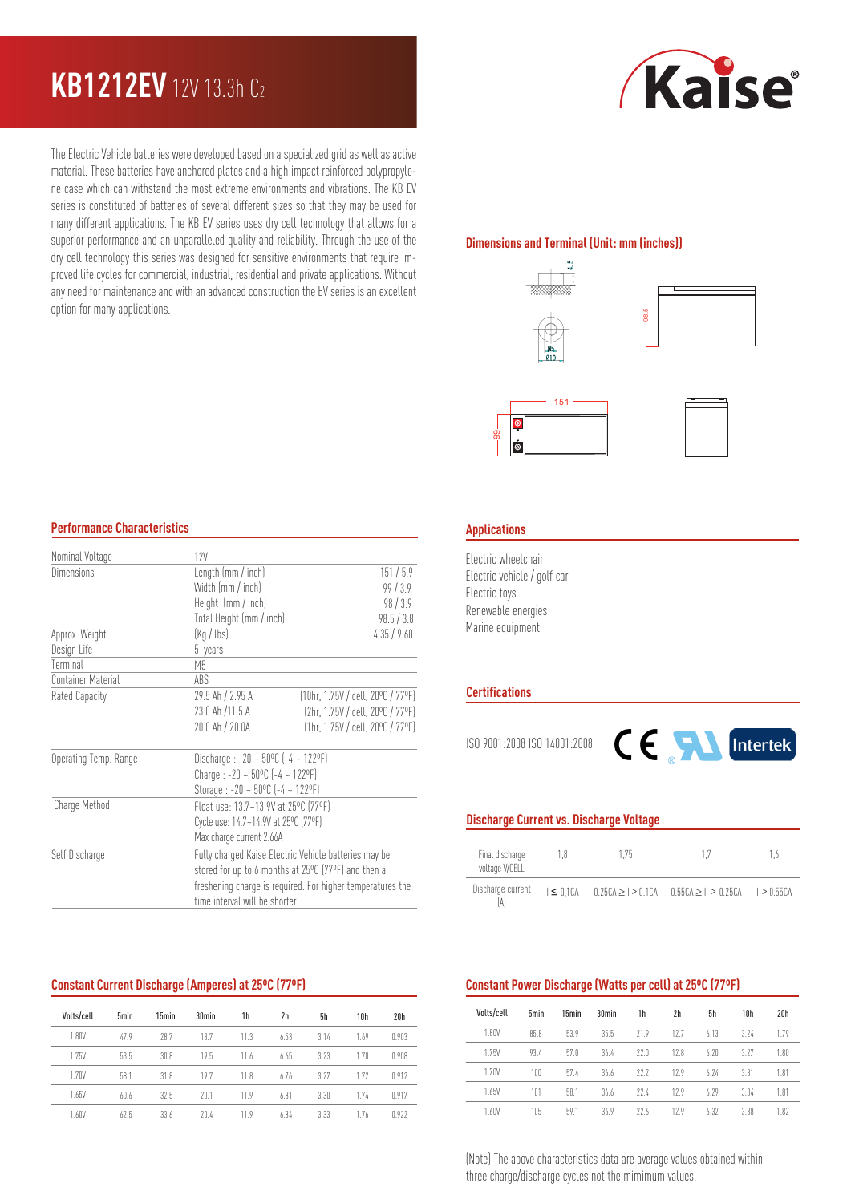# KB1212EV 12V 13.3h $C_2$

The Electric Vehicle batteries were developed based on a specialized grid as well as active material. These batteries have anchored plates and a high impact reinforced polypropylene case which can withstand the most extreme environments and vibrations. The KB EV series is constituted of batteries of several different sizes so that they may be used for many different applications. The KB EV series uses dry cell technology that allows for a superior performance and an unparalleled quality and reliability. Through the use of the dry cell technology this series was designed for sensitive environments that require improved life cycles for commercial, industrial, residential and private applications. Without any need for maintenance and with an advanced construction the EV series is an excellent option for many applications.

## Dimensions and Terminal (Unit: mm (inches))

4.5

M5

Ø10

98.5

151

99

## Performance Characteristics

| | | |
|---|---|---|
| Nominal Voltage | 12V | |
| Dimensions | Length (mm / inch) | 151 / 5.9 |
| | Width (mm / inch) | 99 / 3.9 |
| | Height (mm / inch) | 98 / 3.9 |
| | Total Height (mm / inch) | 98.5 / 3.8 |
| Approx. Weight | (Kg / lbs) | 4.35 / 9.60 |
| Design Life | 5 years | |
| Terminal | M5 | |
| Container Material | ABS | |
| Rated Capacity | 29.5 Ah / 2.95 A | (10hr, 1.75V / cell, 20ºC / 77ºF) |
| | 23.0 Ah /11.5 A | (2hr, 1.75V / cell, 20ºC / 77ºF) |
| | 20.0 Ah / 20.0A | (1hr, 1.75V / cell, 20ºC / 77ºF) |
| Operating Temp. Range | Discharge : -20 ~ 50ºC (-4 ~ 122ºF) | |
| | Charge : -20 ~ 50ºC (-4 ~ 122ºF) | |
| | Storage : -20 ~ 50ºC (-4 ~ 122ºF) | |
| Charge Method | Float use: 13.7~13.9V at 25ºC (77ºF) | |
| | Cycle use: 14.7~14.9V at 25ºC (77ºF) | |
| | Max charge current 2.66A | |
| Self Discharge | Fully charged Kaise Electric Vehicle batteries may be stored for up to 6 months at 25ºC (77ºF) and then a freshening charge is required. For higher temperatures the time interval will be shorter. | |

## Applications

Electric wheelchair
Electric vehicle / golf car
Electric toys
Renewable energies
Marine equipment

## Certifications

ISO 9001:2008 ISO 14001:2008

## Discharge Current vs. Discharge Voltage

| Final discharge voltage V/CELL | 1,8 | 1,75 | 1,7 | 1,6 |
|---|---|---|---|---|
| Discharge current (A) | I ≤ 0,1CA | 0,25CA ≥ I > 0,1CA | 0,55CA ≥ I > 0,25CA | I > 0,55CA |

## Constant Current Discharge (Amperes) at 25ºC (77ºF)

| Volts/cell | 5min | 15min | 30min | 1h | 2h | 5h | 10h | 20h |
|---|---|---|---|---|---|---|---|---|
| 1.80V | 47.9 | 28.7 | 18.7 | 11.3 | 6.53 | 3.14 | 1.69 | 0.903 |
| 1.75V | 53.5 | 30.8 | 19.5 | 11.6 | 6.65 | 3.23 | 1.70 | 0.908 |
| 1.70V | 58.1 | 31.8 | 19.7 | 11.8 | 6.76 | 3.27 | 1.72 | 0.912 |
| 1.65V | 60.6 | 32.5 | 20.1 | 11.9 | 6.81 | 3.30 | 1.74 | 0.917 |
| 1.60V | 62.5 | 33.6 | 20.4 | 11.9 | 6.84 | 3.33 | 1.76 | 0.922 |

## Constant Power Discharge (Watts per cell) at 25ºC (77ºF)

| Volts/cell | 5min | 15min | 30min | 1h | 2h | 5h | 10h | 20h |
|---|---|---|---|---|---|---|---|---|
| 1.80V | 85.8 | 53.9 | 35.5 | 21.9 | 12.7 | 6.13 | 3.24 | 1.79 |
| 1.75V | 93.4 | 57.0 | 36.4 | 22.0 | 12.8 | 6.20 | 3.27 | 1.80 |
| 1.70V | 100 | 57.4 | 36.6 | 22.2 | 12.9 | 6.24 | 3.31 | 1.81 |
| 1.65V | 101 | 58.1 | 36.6 | 22.4 | 12.9 | 6.29 | 3.34 | 1.81 |
| 1.60V | 105 | 59.1 | 36.9 | 22.6 | 12.9 | 6.32 | 3.38 | 1.82 |

(Note) The above characteristics data are average values obtained within three charge/discharge cycles not the mimimum values.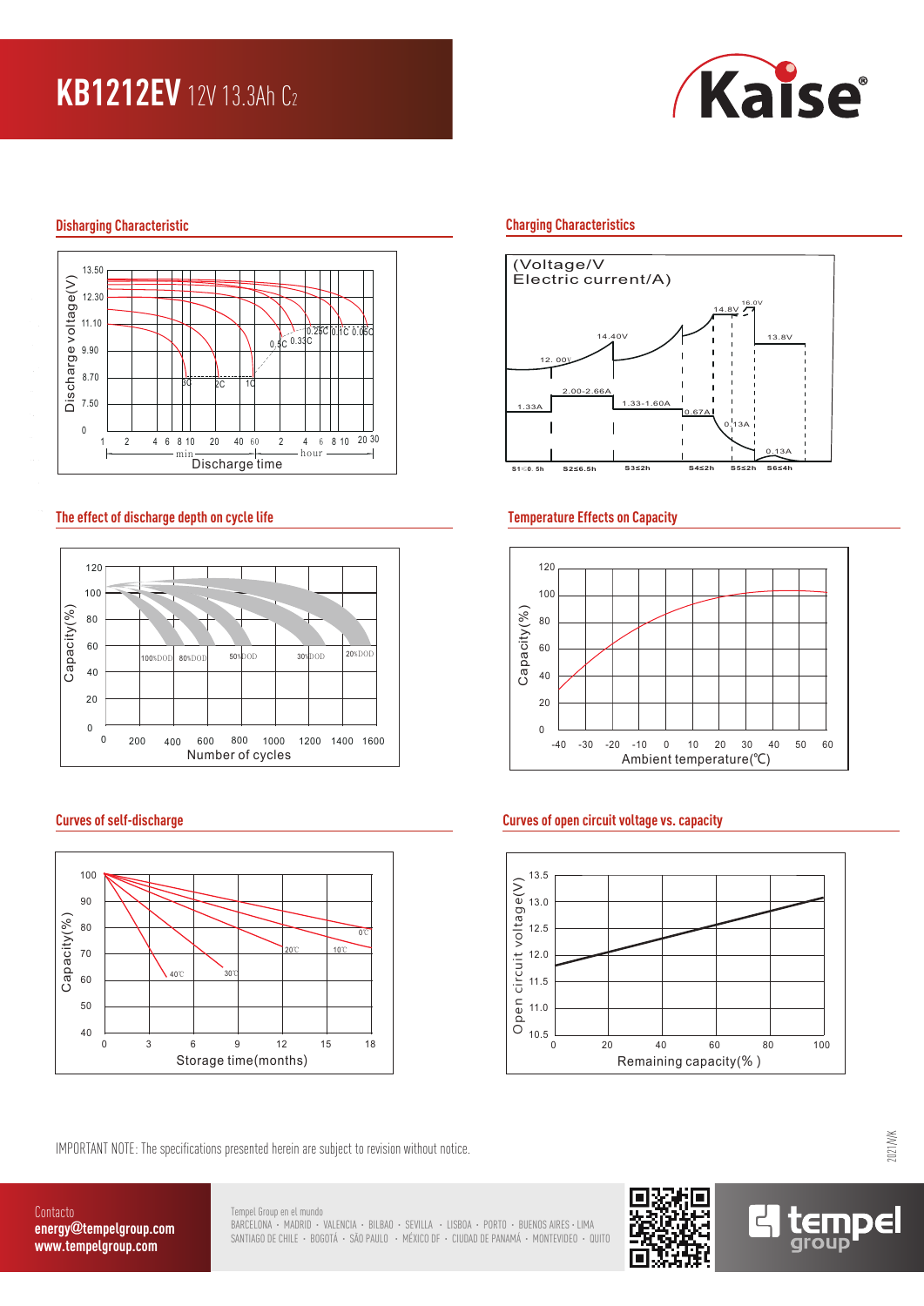# KB1212EV 12V 13.3Ah C2

Kaise

## Disharging Characteristic

Discharge voltage(V)

13.50
12.30
11.10
9.90
8.70
7.50
0

3C 2C 1C 0.5C 0.33C 0.25C 0.1C 0.05C

1 2 4 6 8 10 20 40 60 2 4 6 8 10 20 30

min hour

Discharge time

## Charging Characteristics

(Voltage/V
Electric current/A)

12.00V
14.40V
14.8V
16.0V
13.8V
2.00-2.66A
1.33A
1.33-1.60A
0.67A
0.13A
0.13A

S1≤0.5h S2≤6.5h S3≤2h S4≤2h S5≤2h S6≤4h

## The effect of discharge depth on cycle life

Capacity(%)

120
100
80
60
40
20
0

100%DOD 80%DOD 50%DOD 30%DOD 20%DOD

0 200 400 600 800 1000 1200 1400 1600

Number of cycles

## Temperature Effects on Capacity

Capacity(%)

120
100
80
60
40
20
0

-40 -30 -20 -10 0 10 20 30 40 50 60

Ambient temperature(℃)

## Curves of self-discharge

Capacity(%)

100
90
80
70
60
50
40

0℃ 20℃ 10℃ 40℃ 30℃

0 3 6 9 12 15 18

Storage time(months)

## Curves of open circuit voltage vs. capacity

Open circuit voltage(V)

13.5
13.0
12.5
12.0
11.5
11.0
10.5

0 20 40 60 80 100

Remaining capacity(%)

IMPORTANT NOTE: The specifications presented herein are subject to revision without notice.

2021/V/K

Contacto
**energy@tempelgroup.com**
**www.tempelgroup.com**

Tempel Group en el mundo
BARCELONA · MADRID · VALENCIA · BILBAO · SEVILLA · LISBOA · PORTO · BUENOS AIRES · LIMA
SANTIAGO DE CHILE · BOGOTÁ · SÃO PAULO · MÉXICO DF · CIUDAD DE PANAMÁ · MONTEVIDEO · QUITO

tempel group